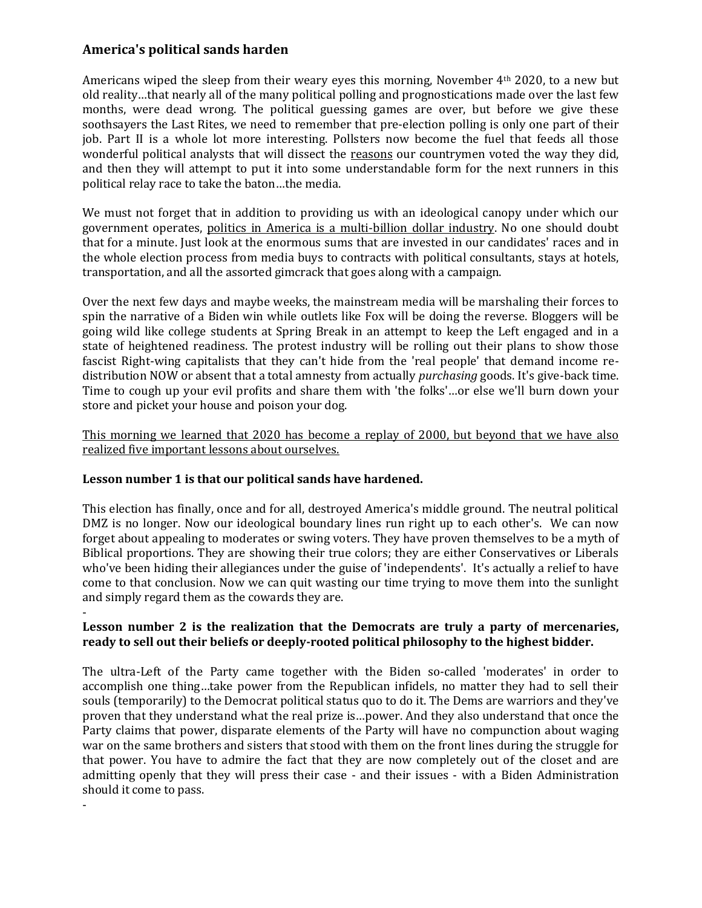## America's political sands harden

Americans wiped the sleep from their weary eyes this morning, November 4th 2020, to a new but old reality…that nearly all of the many political polling and prognostications made over the last few months, were dead wrong. The political guessing games are over, but before we give these soothsayers the Last Rites, we need to remember that pre-election polling is only one part of their job. Part II is a whole lot more interesting. Pollsters now become the fuel that feeds all those wonderful political analysts that will dissect the <u>reasons</u> our countrymen voted the way they did, and then they will attempt to put it into some understandable form for the next runners in this political relay race to take the baton…the media.

We must not forget that in addition to providing us with an ideological canopy under which our government operates, <u>politics in America is a multi-billion dollar industry</u>. No one should doubt that for a minute. Just look at the enormous sums that are invested in our candidates' races and in the whole election process from media buys to contracts with political consultants, stays at hotels, transportation, and all the assorted gimcrack that goes along with a campaign.

Over the next few days and maybe weeks, the mainstream media will be marshaling their forces to spin the narrative of a Biden win while outlets like Fox will be doing the reverse. Bloggers will be going wild like college students at Spring Break in an attempt to keep the Left engaged and in a state of heightened readiness. The protest industry will be rolling out their plans to show those fascist Right-wing capitalists that they can't hide from the 'real people' that demand income re-distribution NOW or absent that a total amnesty from actually *purchasing* goods. It's give-back time. Time to cough up your evil profits and share them with 'the folks'…or else we'll burn down your store and picket your house and poison your dog.

<u>This morning we learned that 2020 has become a replay of 2000, but beyond that we have also realized five important lessons about ourselves.</u>

**Lesson number 1 is that our political sands have hardened.**

This election has finally, once and for all, destroyed America's middle ground. The neutral political DMZ is no longer. Now our ideological boundary lines run right up to each other's. We can now forget about appealing to moderates or swing voters. They have proven themselves to be a myth of Biblical proportions. They are showing their true colors; they are either Conservatives or Liberals who've been hiding their allegiances under the guise of 'independents'. It's actually a relief to have come to that conclusion. Now we can quit wasting our time trying to move them into the sunlight and simply regard them as the cowards they are.

-

**Lesson number 2 is the realization that the Democrats are truly a party of mercenaries, ready to sell out their beliefs or deeply-rooted political philosophy to the highest bidder.**

The ultra-Left of the Party came together with the Biden so-called 'moderates' in order to accomplish one thing…take power from the Republican infidels, no matter they had to sell their souls (temporarily) to the Democrat political status quo to do it. The Dems are warriors and they've proven that they understand what the real prize is…power. And they also understand that once the Party claims that power, disparate elements of the Party will have no compunction about waging war on the same brothers and sisters that stood with them on the front lines during the struggle for that power. You have to admire the fact that they are now completely out of the closet and are admitting openly that they will press their case - and their issues - with a Biden Administration should it come to pass.

-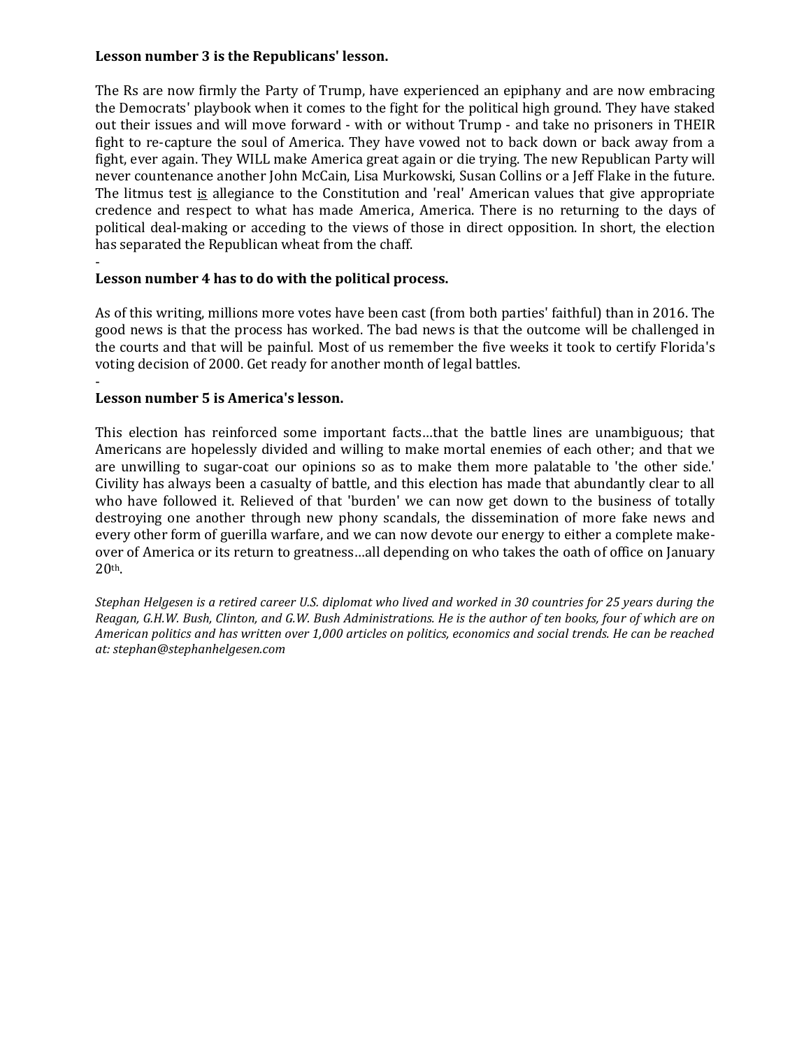**Lesson number 3 is the Republicans' lesson.**

The Rs are now firmly the Party of Trump, have experienced an epiphany and are now embracing the Democrats' playbook when it comes to the fight for the political high ground. They have staked out their issues and will move forward - with or without Trump - and take no prisoners in THEIR fight to re-capture the soul of America. They have vowed not to back down or back away from a fight, ever again. They WILL make America great again or die trying. The new Republican Party will never countenance another John McCain, Lisa Murkowski, Susan Collins or a Jeff Flake in the future. The litmus test <u>is</u> allegiance to the Constitution and 'real' American values that give appropriate credence and respect to what has made America, America. There is no returning to the days of political deal-making or acceding to the views of those in direct opposition. In short, the election has separated the Republican wheat from the chaff.

-

**Lesson number 4 has to do with the political process.**

As of this writing, millions more votes have been cast (from both parties' faithful) than in 2016. The good news is that the process has worked. The bad news is that the outcome will be challenged in the courts and that will be painful. Most of us remember the five weeks it took to certify Florida's voting decision of 2000. Get ready for another month of legal battles.

-

**Lesson number 5 is America's lesson.**

This election has reinforced some important facts…that the battle lines are unambiguous; that Americans are hopelessly divided and willing to make mortal enemies of each other; and that we are unwilling to sugar-coat our opinions so as to make them more palatable to 'the other side.' Civility has always been a casualty of battle, and this election has made that abundantly clear to all who have followed it. Relieved of that 'burden' we can now get down to the business of totally destroying one another through new phony scandals, the dissemination of more fake news and every other form of guerilla warfare, and we can now devote our energy to either a complete make-over of America or its return to greatness…all depending on who takes the oath of office on January 20th.

*Stephan Helgesen is a retired career U.S. diplomat who lived and worked in 30 countries for 25 years during the Reagan, G.H.W. Bush, Clinton, and G.W. Bush Administrations. He is the author of ten books, four of which are on American politics and has written over 1,000 articles on politics, economics and social trends. He can be reached at: stephan@stephanhelgesen.com*